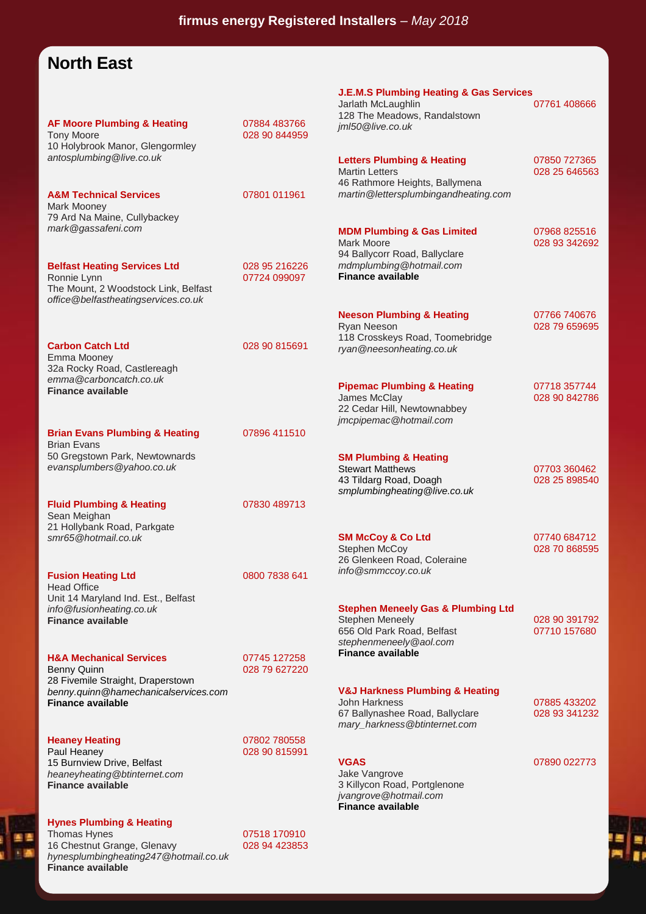# firmus energy Registered Installers – *May 2018*

## North East

**AF Moore Plumbing & Heating**
Tony Moore
10 Holybrook Manor, Glengormley
*antosplumbing@live.co.uk*
07884 483766
028 90 844959

**A&M Technical Services**
Mark Mooney
79 Ard Na Maine, Cullybackey
*mark@gassafeni.com*
07801 011961

**Belfast Heating Services Ltd**
Ronnie Lynn
The Mount, 2 Woodstock Link, Belfast
*office@belfastheatingservices.co.uk*
028 95 216226
07724 099097

**Carbon Catch Ltd**
Emma Mooney
32a Rocky Road, Castlereagh
*emma@carboncatch.co.uk*
**Finance available**
028 90 815691

**Brian Evans Plumbing & Heating**
Brian Evans
50 Gregstown Park, Newtownards
*evansplumbers@yahoo.co.uk*
07896 411510

**Fluid Plumbing & Heating**
Sean Meighan
21 Hollybank Road, Parkgate
*smr65@hotmail.co.uk*
07830 489713

**Fusion Heating Ltd**
Head Office
Unit 14 Maryland Ind. Est., Belfast
*info@fusionheating.co.uk*
**Finance available**
0800 7838 641

**H&A Mechanical Services**
Benny Quinn
28 Fivemile Straight, Draperstown
*benny.quinn@hamechanicalservices.com*
**Finance available**
07745 127258
028 79 627220

**Heaney Heating**
Paul Heaney
15 Burnview Drive, Belfast
*heaneyheating@btinternet.com*
**Finance available**
07802 780558
028 90 815991

**Hynes Plumbing & Heating**
Thomas Hynes
16 Chestnut Grange, Glenavy
*hynesplumbingheating247@hotmail.co.uk*
**Finance available**
07518 170910
028 94 423853

**J.E.M.S Plumbing Heating & Gas Services**
Jarlath McLaughlin
128 The Meadows, Randalstown
*jml50@live.co.uk*
07761 408666

**Letters Plumbing & Heating**
Martin Letters
46 Rathmore Heights, Ballymena
*martin@lettersplumbingandheating.com*
07850 727365
028 25 646563

**MDM Plumbing & Gas Limited**
Mark Moore
94 Ballycorr Road, Ballyclare
*mdmplumbing@hotmail.com*
**Finance available**
07968 825516
028 93 342692

**Neeson Plumbing & Heating**
Ryan Neeson
118 Crosskeys Road, Toomebridge
*ryan@neesonheating.co.uk*
07766 740676
028 79 659695

**Pipemac Plumbing & Heating**
James McClay
22 Cedar Hill, Newtownabbey
*jmcpipemac@hotmail.com*
07718 357744
028 90 842786

**SM Plumbing & Heating**
Stewart Matthews
43 Tildarg Road, Doagh
*smplumbingheating@live.co.uk*
07703 360462
028 25 898540

**SM McCoy & Co Ltd**
Stephen McCoy
26 Glenkeen Road, Coleraine
*info@smmccoy.co.uk*
07740 684712
028 70 868595

**Stephen Meneely Gas & Plumbing Ltd**
Stephen Meneely
656 Old Park Road, Belfast
*stephenmeneely@aol.com*
**Finance available**
028 90 391792
07710 157680

**V&J Harkness Plumbing & Heating**
John Harkness
67 Ballynashee Road, Ballyclare
*mary_harkness@btinternet.com*
07885 433202
028 93 341232

**VGAS**
Jake Vangrove
3 Killycon Road, Portglenone
*jvangrove@hotmail.com*
**Finance available**
07890 022773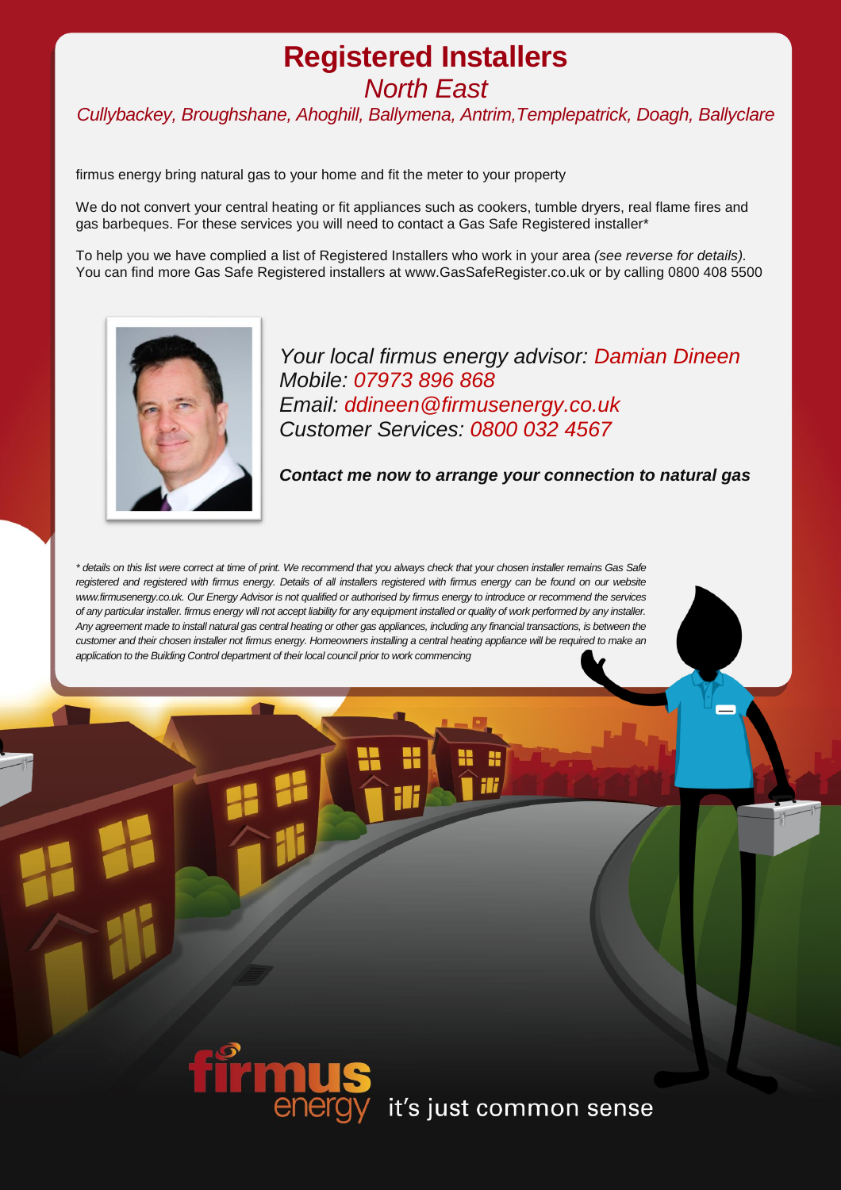# Registered Installers

## *North East*

*Cullybackey, Broughshane, Ahoghill, Ballymena, Antrim, Templepatrick, Doagh, Ballyclare*

firmus energy bring natural gas to your home and fit the meter to your property

We do not convert your central heating or fit appliances such as cookers, tumble dryers, real flame fires and gas barbeques. For these services you will need to contact a Gas Safe Registered installer*

To help you we have complied a list of Registered Installers who work in your area *(see reverse for details).* You can find more Gas Safe Registered installers at www.GasSafeRegister.co.uk or by calling 0800 408 5500

*Your local firmus energy advisor: Damian Dineen*
*Mobile: 07973 896 868*
*Email: ddineen@firmusenergy.co.uk*
*Customer Services: 0800 032 4567*

***Contact me now to arrange your connection to natural gas***

*\* details on this list were correct at time of print. We recommend that you always check that your chosen installer remains Gas Safe registered and registered with firmus energy. Details of all installers registered with firmus energy can be found on our website www.firmusenergy.co.uk. Our Energy Advisor is not qualified or authorised by firmus energy to introduce or recommend the services of any particular installer. firmus energy will not accept liability for any equipment installed or quality of work performed by any installer. Any agreement made to install natural gas central heating or other gas appliances, including any financial transactions, is between the customer and their chosen installer not firmus energy. Homeowners installing a central heating appliance will be required to make an application to the Building Control department of their local council prior to work commencing*

firmus energy it's just common sense